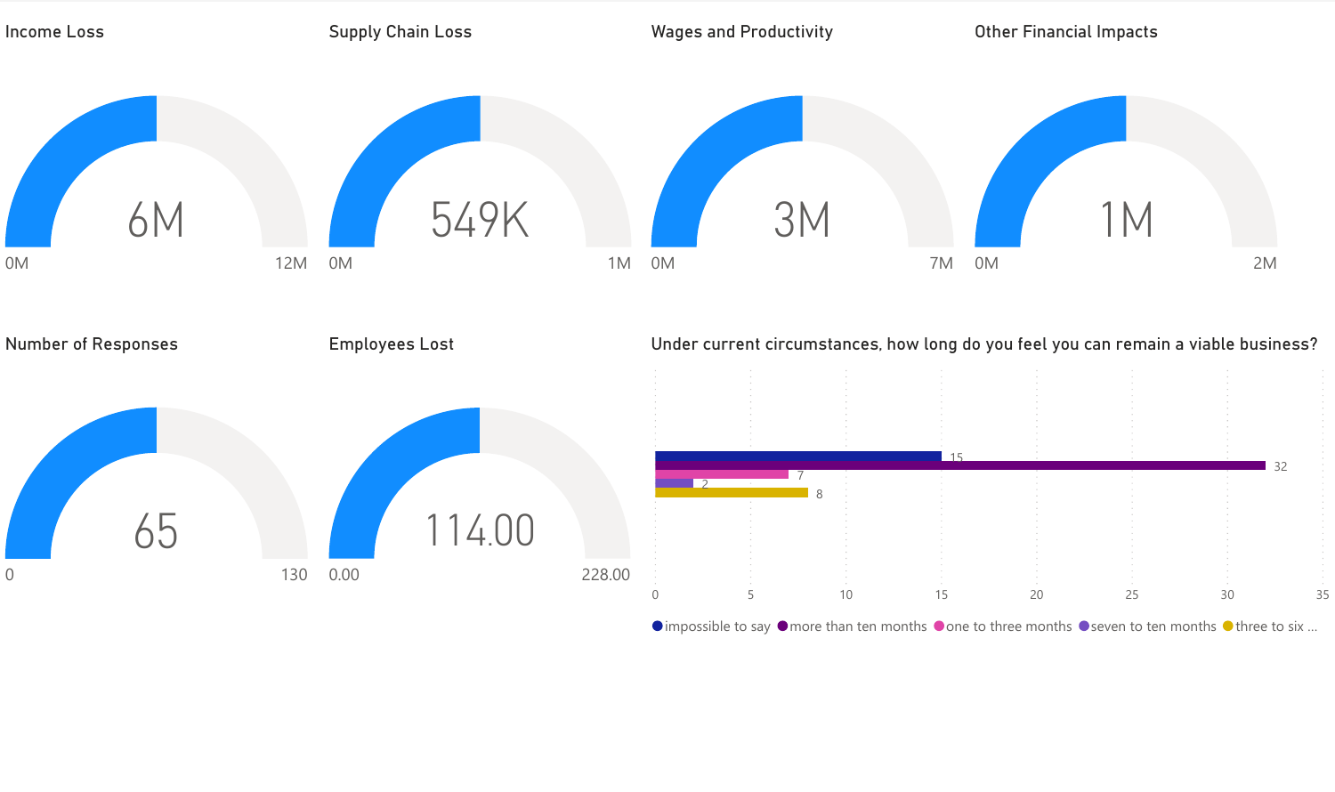## Income Loss

6M

0M — 12M

## Supply Chain Loss

549K

0M — 1M

## Wages and Productivity

3M

0M — 7M

## Other Financial Impacts

1M

0M — 2M

## Number of Responses

65

0 — 130

## Employees Lost

114.00

0.00 — 228.00

## Under current circumstances, how long do you feel you can remain a viable business?

| Response | Count |
| --- | --- |
| impossible to say | 15 |
| more than ten months | 32 |
| one to three months | 7 |
| seven to ten months | 2 |
| three to six ... | 8 |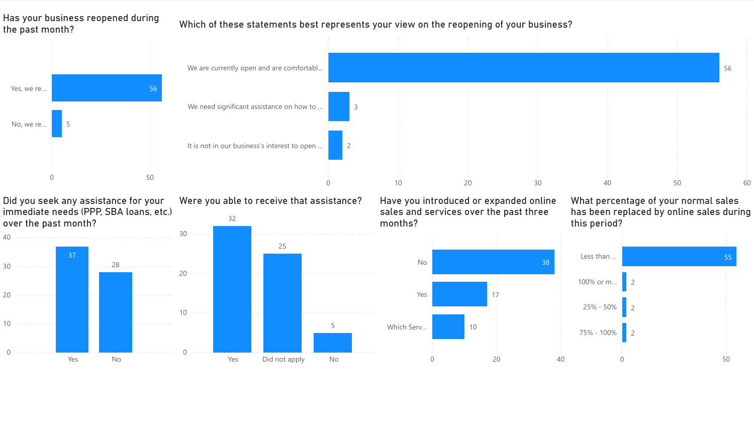## Has your business reopened during the past month?

Yes, we re...
56

No, we re...
5

0
50

## Which of these statements best represents your view on the reopening of your business?

We are currently open and are comfortabl...
56

We need significant assistance on how to ...
3

It is not in our business's interest to open ...
2

0
10
20
30
40
50
60

## Did you seek any assistance for your immediate needs (PPP, SBA loans, etc.) over the past month?

40
30
20
10
0

37
Yes

28
No

## Were you able to receive that assistance?

30
20
10
0

32
Yes

25
Did not apply

5
No

## Have you introduced or expanded online sales and services over the past three months?

No
38

Yes
17

Which Serv...
10

0
20
40

## What percentage of your normal sales has been replaced by online sales during this period?

Less than ...
55

100% or m...
2

25% - 50%
2

75% - 100%
2

0
50